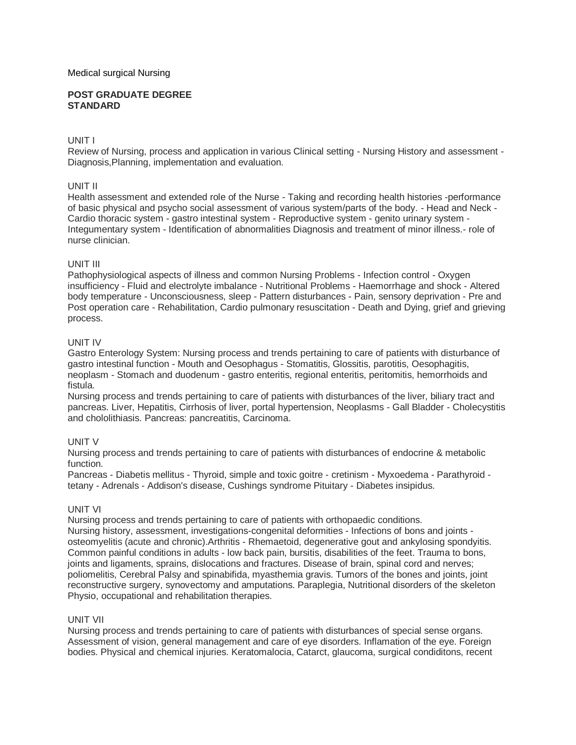Medical surgical Nursing

**POST GRADUATE DEGREE STANDARD**

UNIT I

Review of Nursing, process and application in various Clinical setting - Nursing History and assessment - Diagnosis,Planning, implementation and evaluation.

UNIT II

Health assessment and extended role of the Nurse - Taking and recording health histories -performance of basic physical and psycho social assessment of various system/parts of the body. - Head and Neck - Cardio thoracic system - gastro intestinal system - Reproductive system - genito urinary system - Integumentary system - Identification of abnormalities Diagnosis and treatment of minor illness.- role of nurse clinician.

UNIT III

Pathophysiological aspects of illness and common Nursing Problems - Infection control - Oxygen insufficiency - Fluid and electrolyte imbalance - Nutritional Problems - Haemorrhage and shock - Altered body temperature - Unconsciousness, sleep - Pattern disturbances - Pain, sensory deprivation - Pre and Post operation care - Rehabilitation, Cardio pulmonary resuscitation - Death and Dying, grief and grieving process.

UNIT IV

Gastro Enterology System: Nursing process and trends pertaining to care of patients with disturbance of gastro intestinal function - Mouth and Oesophagus - Stomatitis, Glossitis, parotitis, Oesophagitis, neoplasm - Stomach and duodenum - gastro enteritis, regional enteritis, peritomitis, hemorrhoids and fistula.

Nursing process and trends pertaining to care of patients with disturbances of the liver, biliary tract and pancreas. Liver, Hepatitis, Cirrhosis of liver, portal hypertension, Neoplasms - Gall Bladder - Cholecystitis and chololithiasis. Pancreas: pancreatitis, Carcinoma.

UNIT V

Nursing process and trends pertaining to care of patients with disturbances of endocrine & metabolic function.

Pancreas - Diabetis mellitus - Thyroid, simple and toxic goitre - cretinism - Myxoedema - Parathyroid - tetany - Adrenals - Addison's disease, Cushings syndrome Pituitary - Diabetes insipidus.

UNIT VI

Nursing process and trends pertaining to care of patients with orthopaedic conditions.

Nursing history, assessment, investigations-congenital deformities - Infections of bons and joints - osteomyelitis (acute and chronic).Arthritis - Rhemaetoid, degenerative gout and ankylosing spondyitis. Common painful conditions in adults - low back pain, bursitis, disabilities of the feet. Trauma to bons, joints and ligaments, sprains, dislocations and fractures. Disease of brain, spinal cord and nerves; poliomelitis, Cerebral Palsy and spinabifida, myasthemia gravis. Tumors of the bones and joints, joint reconstructive surgery, synovectomy and amputations. Paraplegia, Nutritional disorders of the skeleton Physio, occupational and rehabilitation therapies.

UNIT VII

Nursing process and trends pertaining to care of patients with disturbances of special sense organs. Assessment of vision, general management and care of eye disorders. Inflamation of the eye. Foreign bodies. Physical and chemical injuries. Keratomalocia, Catarct, glaucoma, surgical condiditons, recent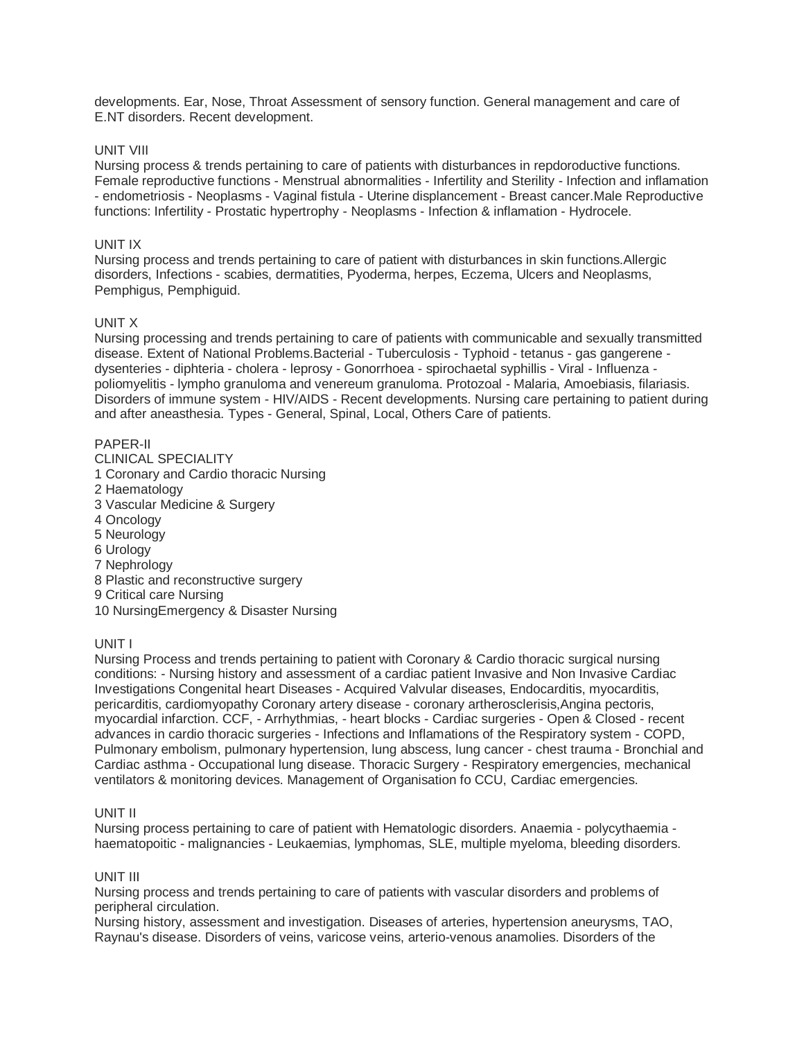developments. Ear, Nose, Throat Assessment of sensory function. General management and care of E.NT disorders. Recent development.

UNIT VIII

Nursing process & trends pertaining to care of patients with disturbances in repdoroductive functions. Female reproductive functions - Menstrual abnormalities - Infertility and Sterility - Infection and inflamation - endometriosis - Neoplasms - Vaginal fistula - Uterine displancement - Breast cancer.Male Reproductive functions: Infertility - Prostatic hypertrophy - Neoplasms - Infection & inflamation - Hydrocele.

UNIT IX

Nursing process and trends pertaining to care of patient with disturbances in skin functions.Allergic disorders, Infections - scabies, dermatities, Pyoderma, herpes, Eczema, Ulcers and Neoplasms, Pemphigus, Pemphiguid.

UNIT X

Nursing processing and trends pertaining to care of patients with communicable and sexually transmitted disease. Extent of National Problems.Bacterial - Tuberculosis - Typhoid - tetanus - gas gangerene - dysenteries - diphteria - cholera - leprosy - Gonorrhoea - spirochaetal syphillis - Viral - Influenza - poliomyelitis - lympho granuloma and venereum granuloma. Protozoal - Malaria, Amoebiasis, filariasis. Disorders of immune system - HIV/AIDS - Recent developments. Nursing care pertaining to patient during and after aneasthesia. Types - General, Spinal, Local, Others Care of patients.

PAPER-II

CLINICAL SPECIALITY

1 Coronary and Cardio thoracic Nursing
2 Haematology
3 Vascular Medicine & Surgery
4 Oncology
5 Neurology
6 Urology
7 Nephrology
8 Plastic and reconstructive surgery
9 Critical care Nursing
10 NursingEmergency & Disaster Nursing

UNIT I

Nursing Process and trends pertaining to patient with Coronary & Cardio thoracic surgical nursing conditions: - Nursing history and assessment of a cardiac patient Invasive and Non Invasive Cardiac Investigations Congenital heart Diseases - Acquired Valvular diseases, Endocarditis, myocarditis, pericarditis, cardiomyopathy Coronary artery disease - coronary artherosclerisis,Angina pectoris, myocardial infarction. CCF, - Arrhythmias, - heart blocks - Cardiac surgeries - Open & Closed - recent advances in cardio thoracic surgeries - Infections and Inflamations of the Respiratory system - COPD, Pulmonary embolism, pulmonary hypertension, lung abscess, lung cancer - chest trauma - Bronchial and Cardiac asthma - Occupational lung disease. Thoracic Surgery - Respiratory emergencies, mechanical ventilators & monitoring devices. Management of Organisation fo CCU, Cardiac emergencies.

UNIT II

Nursing process pertaining to care of patient with Hematologic disorders. Anaemia - polycythaemia - haematopoitic - malignancies - Leukaemias, lymphomas, SLE, multiple myeloma, bleeding disorders.

UNIT III

Nursing process and trends pertaining to care of patients with vascular disorders and problems of peripheral circulation.

Nursing history, assessment and investigation. Diseases of arteries, hypertension aneurysms, TAO, Raynau's disease. Disorders of veins, varicose veins, arterio-venous anamolies. Disorders of the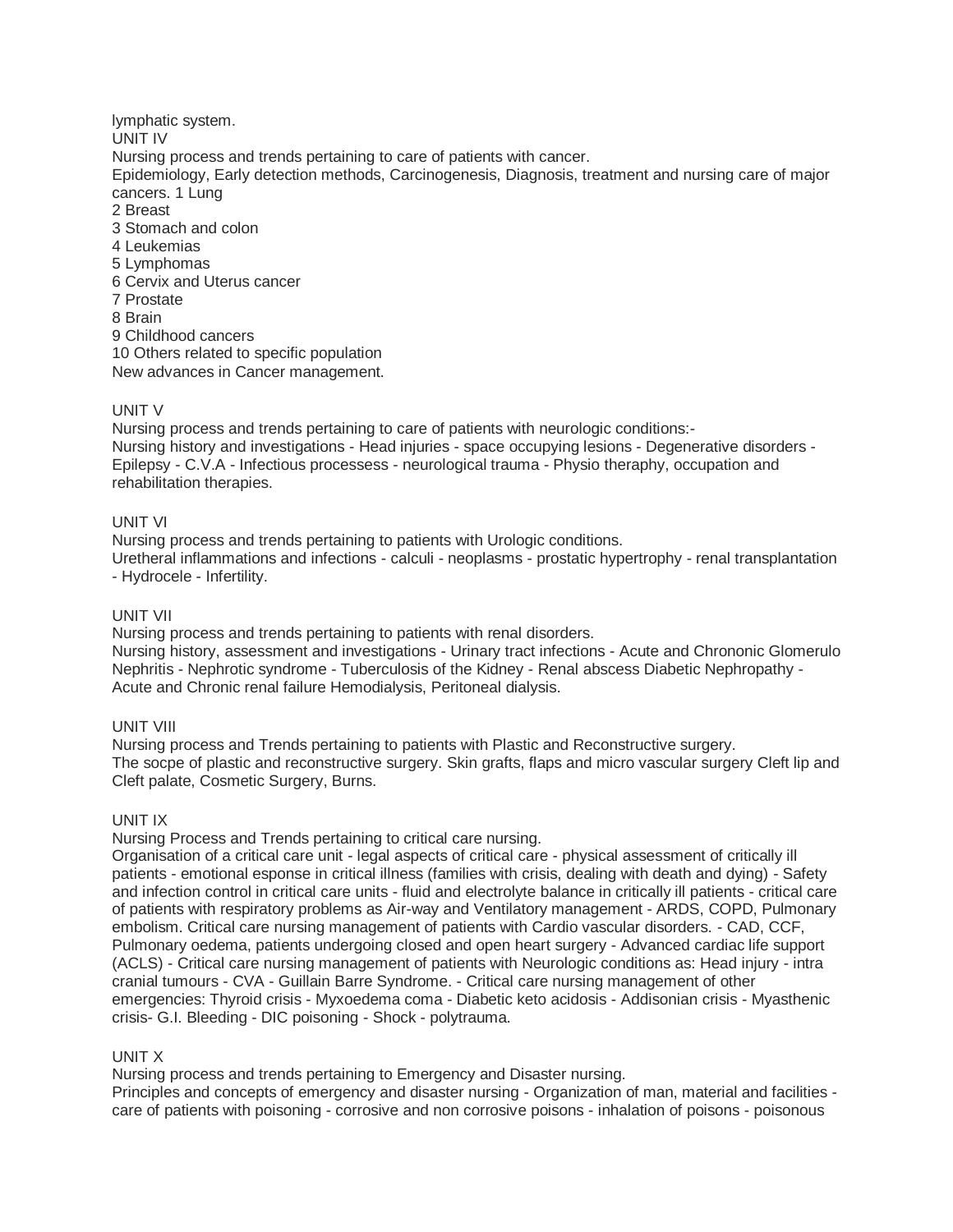lymphatic system.

## UNIT IV

Nursing process and trends pertaining to care of patients with cancer.

Epidemiology, Early detection methods, Carcinogenesis, Diagnosis, treatment and nursing care of major cancers. 1 Lung

2 Breast

3 Stomach and colon

4 Leukemias

5 Lymphomas

6 Cervix and Uterus cancer

7 Prostate

8 Brain

9 Childhood cancers

10 Others related to specific population

New advances in Cancer management.

## UNIT V

Nursing process and trends pertaining to care of patients with neurologic conditions:-

Nursing history and investigations - Head injuries - space occupying lesions - Degenerative disorders - Epilepsy - C.V.A - Infectious processess - neurological trauma - Physio theraphy, occupation and rehabilitation therapies.

## UNIT VI

Nursing process and trends pertaining to patients with Urologic conditions.

Uretheral inflammations and infections - calculi - neoplasms - prostatic hypertrophy - renal transplantation - Hydrocele - Infertility.

## UNIT VII

Nursing process and trends pertaining to patients with renal disorders.

Nursing history, assessment and investigations - Urinary tract infections - Acute and Chrononic Glomerulo Nephritis - Nephrotic syndrome - Tuberculosis of the Kidney - Renal abscess Diabetic Nephropathy - Acute and Chronic renal failure Hemodialysis, Peritoneal dialysis.

## UNIT VIII

Nursing process and Trends pertaining to patients with Plastic and Reconstructive surgery.

The socpe of plastic and reconstructive surgery. Skin grafts, flaps and micro vascular surgery Cleft lip and Cleft palate, Cosmetic Surgery, Burns.

## UNIT IX

Nursing Process and Trends pertaining to critical care nursing.

Organisation of a critical care unit - legal aspects of critical care - physical assessment of critically ill patients - emotional esponse in critical illness (families with crisis, dealing with death and dying) - Safety and infection control in critical care units - fluid and electrolyte balance in critically ill patients - critical care of patients with respiratory problems as Air-way and Ventilatory management - ARDS, COPD, Pulmonary embolism. Critical care nursing management of patients with Cardio vascular disorders. - CAD, CCF, Pulmonary oedema, patients undergoing closed and open heart surgery - Advanced cardiac life support (ACLS) - Critical care nursing management of patients with Neurologic conditions as: Head injury - intra cranial tumours - CVA - Guillain Barre Syndrome. - Critical care nursing management of other emergencies: Thyroid crisis - Myxoedema coma - Diabetic keto acidosis - Addisonian crisis - Myasthenic crisis- G.I. Bleeding - DIC poisoning - Shock - polytrauma.

## UNIT X

Nursing process and trends pertaining to Emergency and Disaster nursing.

Principles and concepts of emergency and disaster nursing - Organization of man, material and facilities - care of patients with poisoning - corrosive and non corrosive poisons - inhalation of poisons - poisonous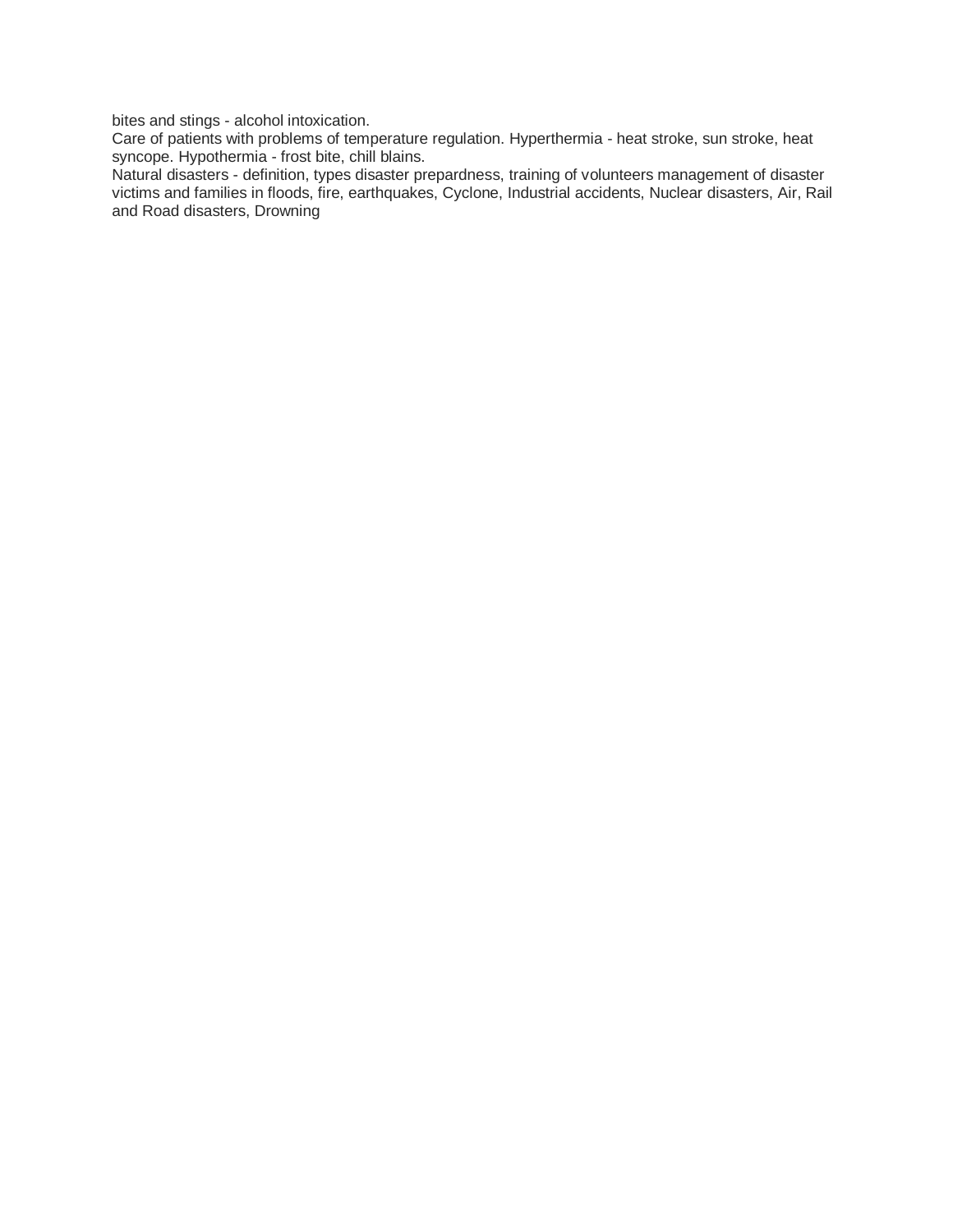bites and stings - alcohol intoxication.

Care of patients with problems of temperature regulation. Hyperthermia - heat stroke, sun stroke, heat syncope. Hypothermia - frost bite, chill blains.

Natural disasters - definition, types disaster prepardness, training of volunteers management of disaster victims and families in floods, fire, earthquakes, Cyclone, Industrial accidents, Nuclear disasters, Air, Rail and Road disasters, Drowning